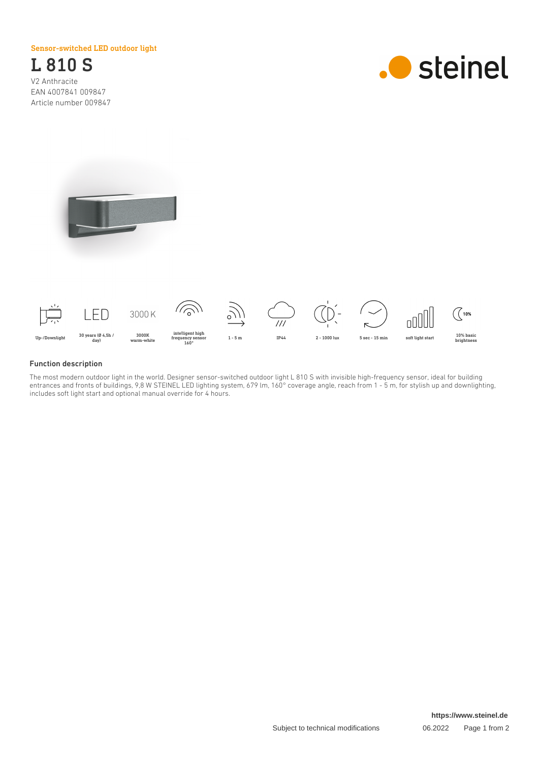Sensor-switched LED outdoor light

# L 810 S

V2 Anthracite
EAN 4007841 009847
Article number 009847

steinel

Up-/Downlight

LED
30 years (Ø 4,5h / day)

3000 K
3000K warm-white

intelligent high frequency sensor 160°

1 - 5 m

IP44

2 - 1000 lux

5 sec - 15 min

soft light start

10%
10% basic brightness

## Function description

The most modern outdoor light in the world. Designer sensor-switched outdoor light L 810 S with invisible high-frequency sensor, ideal for building entrances and fronts of buildings, 9,8 W STEINEL LED lighting system, 679 lm, 160° coverage angle, reach from 1 - 5 m, for stylish up and downlighting, includes soft light start and optional manual override for 4 hours.

https://www.steinel.de

Subject to technical modifications

06.2022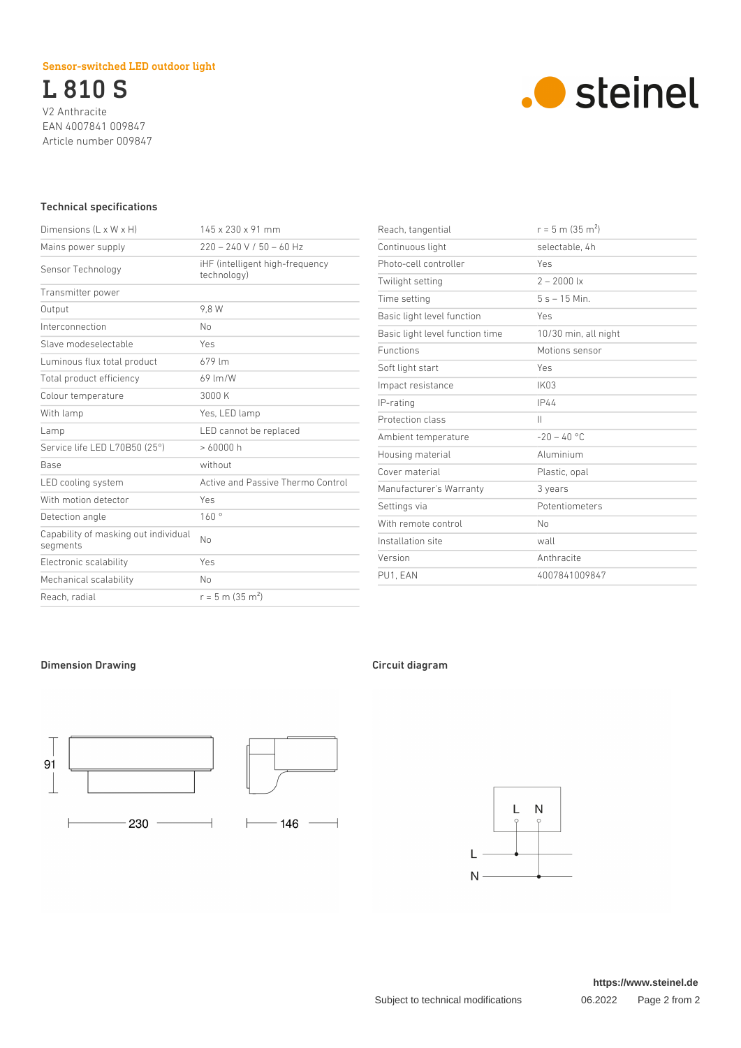Sensor-switched LED outdoor light

# L 810 S

V2 Anthracite
EAN 4007841 009847
Article number 009847

steinel

## Technical specifications

| | |
|---|---|
| Dimensions (L x W x H) | 145 x 230 x 91 mm |
| Mains power supply | 220 – 240 V / 50 – 60 Hz |
| Sensor Technology | iHF (intelligent high-frequency technology) |
| Transmitter power | |
| Output | 9,8 W |
| Interconnection | No |
| Slave modeselectable | Yes |
| Luminous flux total product | 679 lm |
| Total product efficiency | 69 lm/W |
| Colour temperature | 3000 K |
| With lamp | Yes, LED lamp |
| Lamp | LED cannot be replaced |
| Service life LED L70B50 (25°) | > 60000 h |
| Base | without |
| LED cooling system | Active and Passive Thermo Control |
| With motion detector | Yes |
| Detection angle | 160 ° |
| Capability of masking out individual segments | No |
| Electronic scalability | Yes |
| Mechanical scalability | No |
| Reach, radial | r = 5 m (35 m²) |
| Reach, tangential | r = 5 m (35 m²) |
| Continuous light | selectable, 4h |
| Photo-cell controller | Yes |
| Twilight setting | 2 – 2000 lx |
| Time setting | 5 s – 15 Min. |
| Basic light level function | Yes |
| Basic light level function time | 10/30 min, all night |
| Functions | Motions sensor |
| Soft light start | Yes |
| Impact resistance | IK03 |
| IP-rating | IP44 |
| Protection class | II |
| Ambient temperature | -20 – 40 °C |
| Housing material | Aluminium |
| Cover material | Plastic, opal |
| Manufacturer's Warranty | 3 years |
| Settings via | Potentiometers |
| With remote control | No |
| Installation site | wall |
| Version | Anthracite |
| PU1, EAN | 4007841009847 |

## Dimension Drawing

91

230

146

## Circuit diagram

L N

L

N

https://www.steinel.de

Subject to technical modifications 06.2022